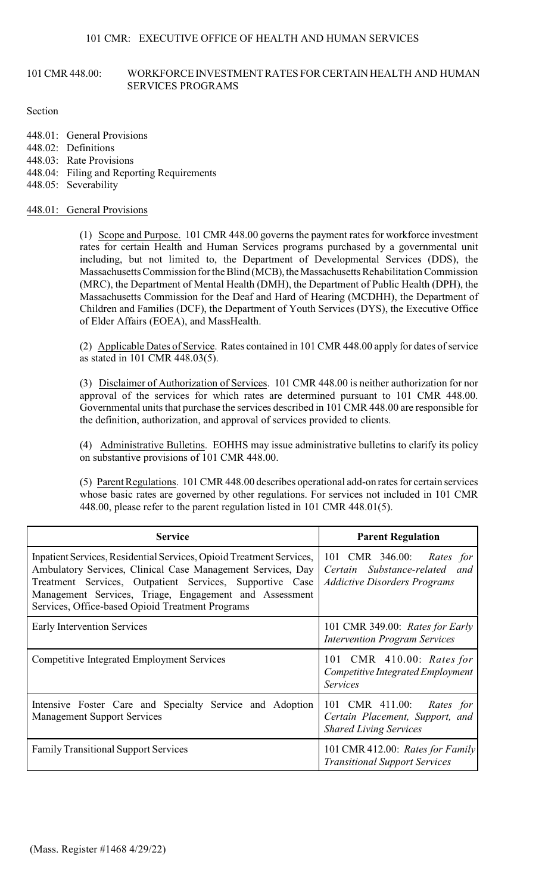# 101 CMR 448.00: WORKFORCE INVESTMENT RATES FOR CERTAIN HEALTH AND HUMAN SERVICES PROGRAMS

Section

448.01: General Provisions
448.02: Definitions
448.03: Rate Provisions
448.04: Filing and Reporting Requirements
448.05: Severability

## 448.01: General Provisions

(1) Scope and Purpose. 101 CMR 448.00 governs the payment rates for workforce investment rates for certain Health and Human Services programs purchased by a governmental unit including, but not limited to, the Department of Developmental Services (DDS), the Massachusetts Commission for the Blind (MCB), the Massachusetts Rehabilitation Commission (MRC), the Department of Mental Health (DMH), the Department of Public Health (DPH), the Massachusetts Commission for the Deaf and Hard of Hearing (MCDHH), the Department of Children and Families (DCF), the Department of Youth Services (DYS), the Executive Office of Elder Affairs (EOEA), and MassHealth.

(2) Applicable Dates of Service. Rates contained in 101 CMR 448.00 apply for dates of service as stated in 101 CMR 448.03(5).

(3) Disclaimer of Authorization of Services. 101 CMR 448.00 is neither authorization for nor approval of the services for which rates are determined pursuant to 101 CMR 448.00. Governmental units that purchase the services described in 101 CMR 448.00 are responsible for the definition, authorization, and approval of services provided to clients.

(4) Administrative Bulletins. EOHHS may issue administrative bulletins to clarify its policy on substantive provisions of 101 CMR 448.00.

(5) Parent Regulations. 101 CMR 448.00 describes operational add-on rates for certain services whose basic rates are governed by other regulations. For services not included in 101 CMR 448.00, please refer to the parent regulation listed in 101 CMR 448.01(5).

| Service | Parent Regulation |
|---|---|
| Inpatient Services, Residential Services, Opioid Treatment Services, Ambulatory Services, Clinical Case Management Services, Day Treatment Services, Outpatient Services, Supportive Case Management Services, Triage, Engagement and Assessment Services, Office-based Opioid Treatment Programs | 101 CMR 346.00: *Rates for Certain Substance-related and Addictive Disorders Programs* |
| Early Intervention Services | 101 CMR 349.00: *Rates for Early Intervention Program Services* |
| Competitive Integrated Employment Services | 101 CMR 410.00: *Rates for Competitive Integrated Employment Services* |
| Intensive Foster Care and Specialty Service and Adoption Management Support Services | 101 CMR 411.00: *Rates for Certain Placement, Support, and Shared Living Services* |
| Family Transitional Support Services | 101 CMR 412.00: *Rates for Family Transitional Support Services* |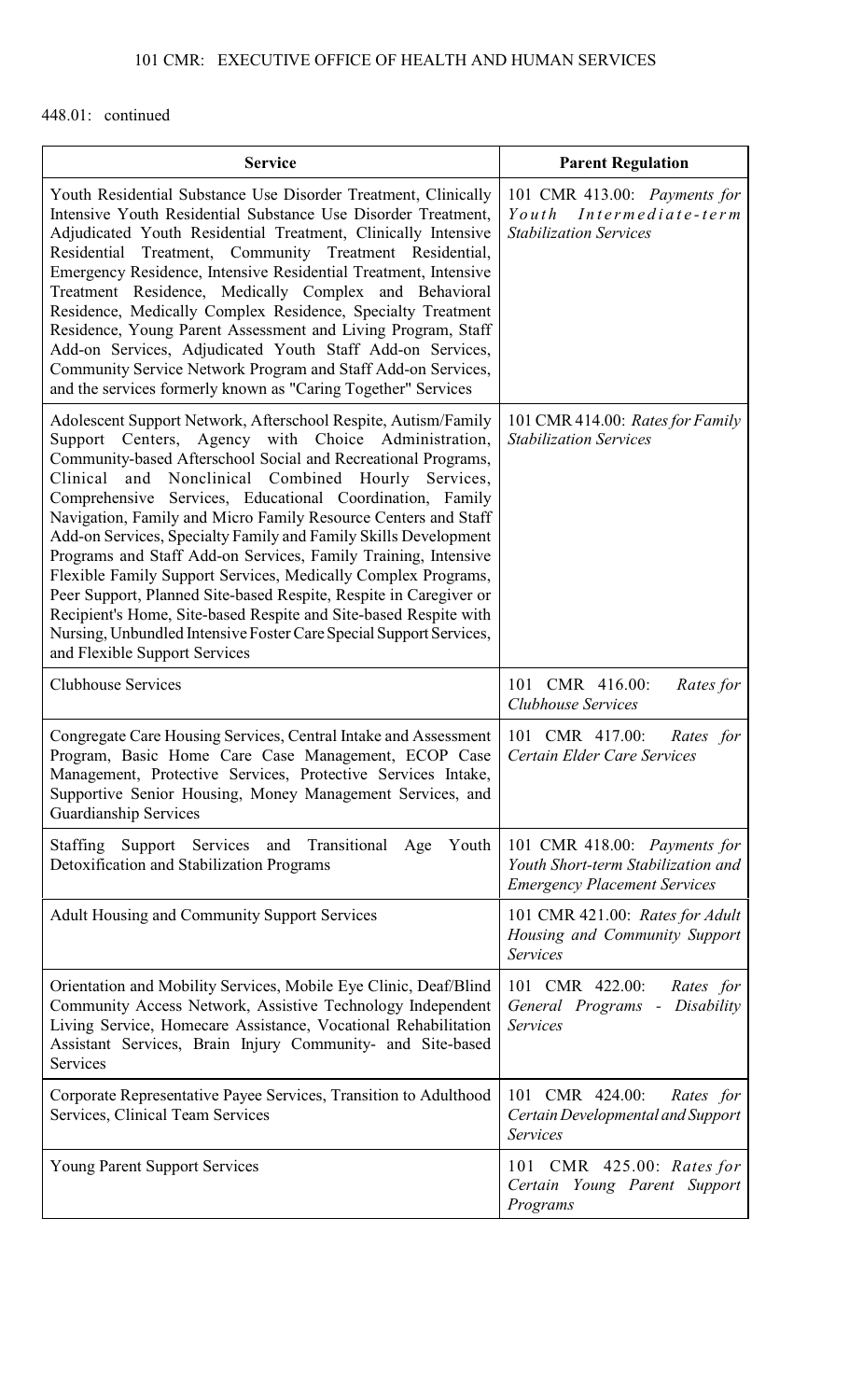448.01: continued

| Service | Parent Regulation |
|---|---|
| Youth Residential Substance Use Disorder Treatment, Clinically Intensive Youth Residential Substance Use Disorder Treatment, Adjudicated Youth Residential Treatment, Clinically Intensive Residential Treatment, Community Treatment Residential, Emergency Residence, Intensive Residential Treatment, Intensive Treatment Residence, Medically Complex and Behavioral Residence, Medically Complex Residence, Specialty Treatment Residence, Young Parent Assessment and Living Program, Staff Add-on Services, Adjudicated Youth Staff Add-on Services, Community Service Network Program and Staff Add-on Services, and the services formerly known as "Caring Together" Services | 101 CMR 413.00: *Payments for Youth Intermediate-term Stabilization Services* |
| Adolescent Support Network, Afterschool Respite, Autism/Family Support Centers, Agency with Choice Administration, Community-based Afterschool Social and Recreational Programs, Clinical and Nonclinical Combined Hourly Services, Comprehensive Services, Educational Coordination, Family Navigation, Family and Micro Family Resource Centers and Staff Add-on Services, Specialty Family and Family Skills Development Programs and Staff Add-on Services, Family Training, Intensive Flexible Family Support Services, Medically Complex Programs, Peer Support, Planned Site-based Respite, Respite in Caregiver or Recipient's Home, Site-based Respite and Site-based Respite with Nursing, Unbundled Intensive Foster Care Special Support Services, and Flexible Support Services | 101 CMR 414.00: *Rates for Family Stabilization Services* |
| Clubhouse Services | 101 CMR 416.00: *Rates for Clubhouse Services* |
| Congregate Care Housing Services, Central Intake and Assessment Program, Basic Home Care Case Management, ECOP Case Management, Protective Services, Protective Services Intake, Supportive Senior Housing, Money Management Services, and Guardianship Services | 101 CMR 417.00: *Rates for Certain Elder Care Services* |
| Staffing Support Services and Transitional Age Youth Detoxification and Stabilization Programs | 101 CMR 418.00: *Payments for Youth Short-term Stabilization and Emergency Placement Services* |
| Adult Housing and Community Support Services | 101 CMR 421.00: *Rates for Adult Housing and Community Support Services* |
| Orientation and Mobility Services, Mobile Eye Clinic, Deaf/Blind Community Access Network, Assistive Technology Independent Living Service, Homecare Assistance, Vocational Rehabilitation Assistant Services, Brain Injury Community- and Site-based Services | 101 CMR 422.00: *Rates for General Programs - Disability Services* |
| Corporate Representative Payee Services, Transition to Adulthood Services, Clinical Team Services | 101 CMR 424.00: *Rates for Certain Developmental and Support Services* |
| Young Parent Support Services | 101 CMR 425.00: *Rates for Certain Young Parent Support Programs* |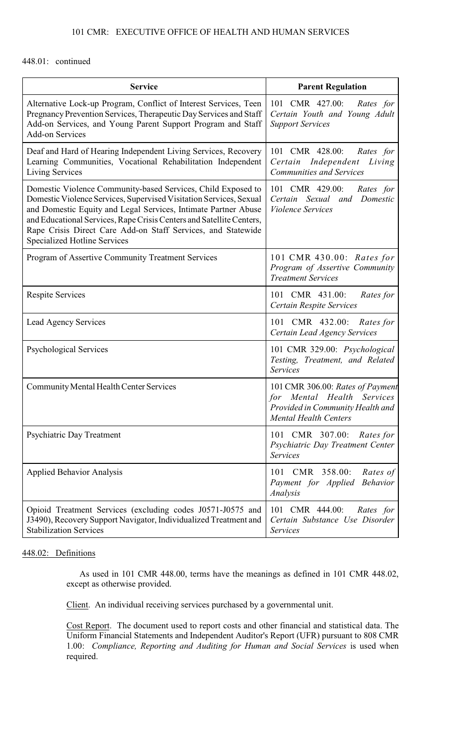448.01: continued

| Service | Parent Regulation |
|---|---|
| Alternative Lock-up Program, Conflict of Interest Services, Teen Pregnancy Prevention Services, Therapeutic Day Services and Staff Add-on Services, and Young Parent Support Program and Staff Add-on Services | 101 CMR 427.00: *Rates for Certain Youth and Young Adult Support Services* |
| Deaf and Hard of Hearing Independent Living Services, Recovery Learning Communities, Vocational Rehabilitation Independent Living Services | 101 CMR 428.00: *Rates for Certain Independent Living Communities and Services* |
| Domestic Violence Community-based Services, Child Exposed to Domestic Violence Services, Supervised Visitation Services, Sexual and Domestic Equity and Legal Services, Intimate Partner Abuse and Educational Services, Rape Crisis Centers and Satellite Centers, Rape Crisis Direct Care Add-on Staff Services, and Statewide Specialized Hotline Services | 101 CMR 429.00: *Rates for Certain Sexual and Domestic Violence Services* |
| Program of Assertive Community Treatment Services | 101 CMR 430.00: *Rates for Program of Assertive Community Treatment Services* |
| Respite Services | 101 CMR 431.00: *Rates for Certain Respite Services* |
| Lead Agency Services | 101 CMR 432.00: *Rates for Certain Lead Agency Services* |
| Psychological Services | 101 CMR 329.00: *Psychological Testing, Treatment, and Related Services* |
| Community Mental Health Center Services | 101 CMR 306.00: *Rates of Payment for Mental Health Services Provided in Community Health and Mental Health Centers* |
| Psychiatric Day Treatment | 101 CMR 307.00: *Rates for Psychiatric Day Treatment Center Services* |
| Applied Behavior Analysis | 101 CMR 358.00: *Rates of Payment for Applied Behavior Analysis* |
| Opioid Treatment Services (excluding codes J0571-J0575 and J3490), Recovery Support Navigator, Individualized Treatment and Stabilization Services | 101 CMR 444.00: *Rates for Certain Substance Use Disorder Services* |

448.02: Definitions

As used in 101 CMR 448.00, terms have the meanings as defined in 101 CMR 448.02, except as otherwise provided.

Client. An individual receiving services purchased by a governmental unit.

Cost Report. The document used to report costs and other financial and statistical data. The Uniform Financial Statements and Independent Auditor's Report (UFR) pursuant to 808 CMR 1.00: *Compliance, Reporting and Auditing for Human and Social Services* is used when required.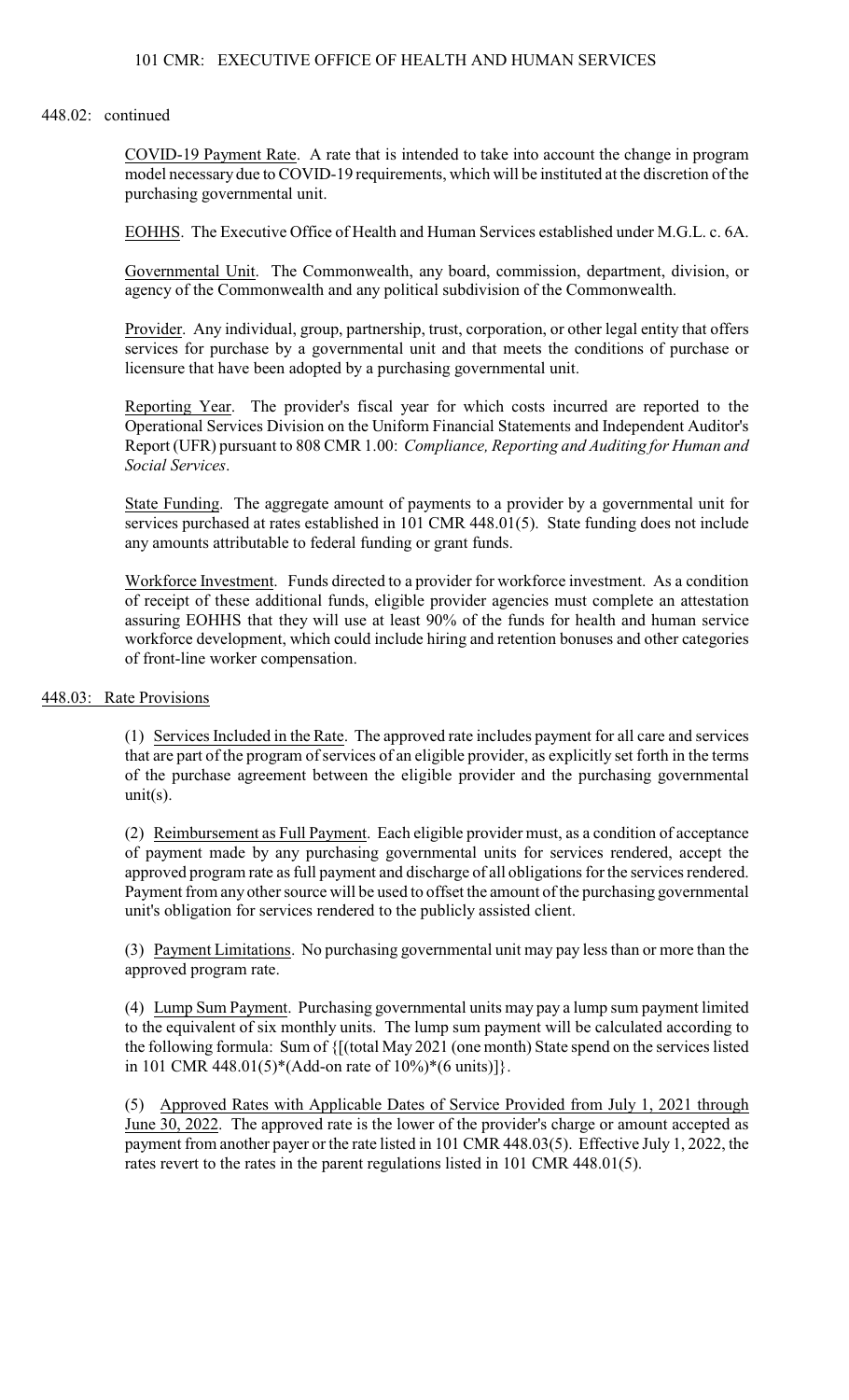448.02: continued

COVID-19 Payment Rate. A rate that is intended to take into account the change in program model necessary due to COVID-19 requirements, which will be instituted at the discretion of the purchasing governmental unit.

EOHHS. The Executive Office of Health and Human Services established under M.G.L. c. 6A.

Governmental Unit. The Commonwealth, any board, commission, department, division, or agency of the Commonwealth and any political subdivision of the Commonwealth.

Provider. Any individual, group, partnership, trust, corporation, or other legal entity that offers services for purchase by a governmental unit and that meets the conditions of purchase or licensure that have been adopted by a purchasing governmental unit.

Reporting Year. The provider's fiscal year for which costs incurred are reported to the Operational Services Division on the Uniform Financial Statements and Independent Auditor's Report (UFR) pursuant to 808 CMR 1.00: *Compliance, Reporting and Auditing for Human and Social Services*.

State Funding. The aggregate amount of payments to a provider by a governmental unit for services purchased at rates established in 101 CMR 448.01(5). State funding does not include any amounts attributable to federal funding or grant funds.

Workforce Investment. Funds directed to a provider for workforce investment. As a condition of receipt of these additional funds, eligible provider agencies must complete an attestation assuring EOHHS that they will use at least 90% of the funds for health and human service workforce development, which could include hiring and retention bonuses and other categories of front-line worker compensation.

## 448.03: Rate Provisions

(1) Services Included in the Rate. The approved rate includes payment for all care and services that are part of the program of services of an eligible provider, as explicitly set forth in the terms of the purchase agreement between the eligible provider and the purchasing governmental unit(s).

(2) Reimbursement as Full Payment. Each eligible provider must, as a condition of acceptance of payment made by any purchasing governmental units for services rendered, accept the approved program rate as full payment and discharge of all obligations for the services rendered. Payment from any other source will be used to offset the amount of the purchasing governmental unit's obligation for services rendered to the publicly assisted client.

(3) Payment Limitations. No purchasing governmental unit may pay less than or more than the approved program rate.

(4) Lump Sum Payment. Purchasing governmental units may pay a lump sum payment limited to the equivalent of six monthly units. The lump sum payment will be calculated according to the following formula: Sum of {[(total May 2021 (one month) State spend on the services listed in 101 CMR 448.01(5)*(Add-on rate of 10%)*(6 units)]}.

(5) Approved Rates with Applicable Dates of Service Provided from July 1, 2021 through June 30, 2022. The approved rate is the lower of the provider's charge or amount accepted as payment from another payer or the rate listed in 101 CMR 448.03(5). Effective July 1, 2022, the rates revert to the rates in the parent regulations listed in 101 CMR 448.01(5).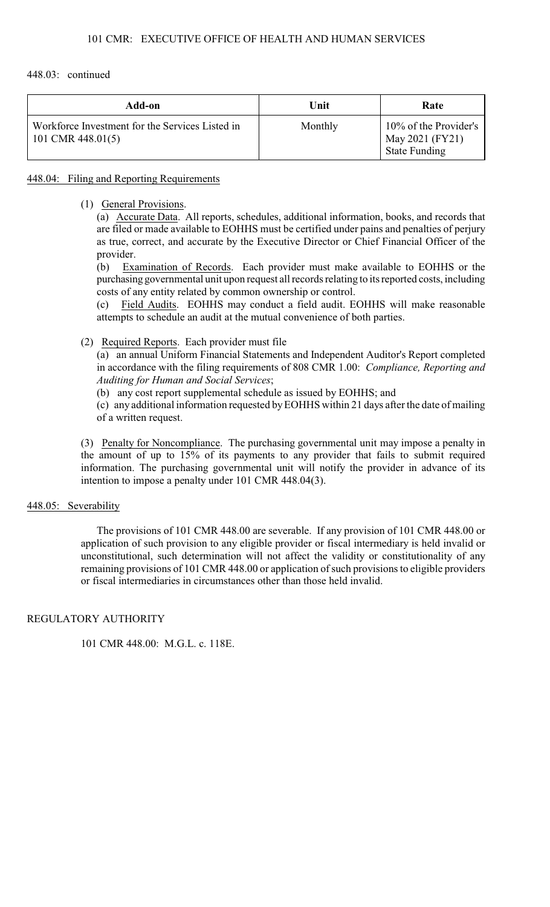448.03: continued

| Add-on | Unit | Rate |
|---|---|---|
| Workforce Investment for the Services Listed in 101 CMR 448.01(5) | Monthly | 10% of the Provider's May 2021 (FY21) State Funding |

448.04: Filing and Reporting Requirements

(1) General Provisions.

(a) Accurate Data. All reports, schedules, additional information, books, and records that are filed or made available to EOHHS must be certified under pains and penalties of perjury as true, correct, and accurate by the Executive Director or Chief Financial Officer of the provider.

(b) Examination of Records. Each provider must make available to EOHHS or the purchasing governmental unit upon request all records relating to its reported costs, including costs of any entity related by common ownership or control.

(c) Field Audits. EOHHS may conduct a field audit. EOHHS will make reasonable attempts to schedule an audit at the mutual convenience of both parties.

(2) Required Reports. Each provider must file

(a) an annual Uniform Financial Statements and Independent Auditor's Report completed in accordance with the filing requirements of 808 CMR 1.00: *Compliance, Reporting and Auditing for Human and Social Services*;

(b) any cost report supplemental schedule as issued by EOHHS; and

(c) any additional information requested by EOHHS within 21 days after the date of mailing of a written request.

(3) Penalty for Noncompliance. The purchasing governmental unit may impose a penalty in the amount of up to 15% of its payments to any provider that fails to submit required information. The purchasing governmental unit will notify the provider in advance of its intention to impose a penalty under 101 CMR 448.04(3).

448.05: Severability

The provisions of 101 CMR 448.00 are severable. If any provision of 101 CMR 448.00 or application of such provision to any eligible provider or fiscal intermediary is held invalid or unconstitutional, such determination will not affect the validity or constitutionality of any remaining provisions of 101 CMR 448.00 or application of such provisions to eligible providers or fiscal intermediaries in circumstances other than those held invalid.

REGULATORY AUTHORITY

101 CMR 448.00: M.G.L. c. 118E.